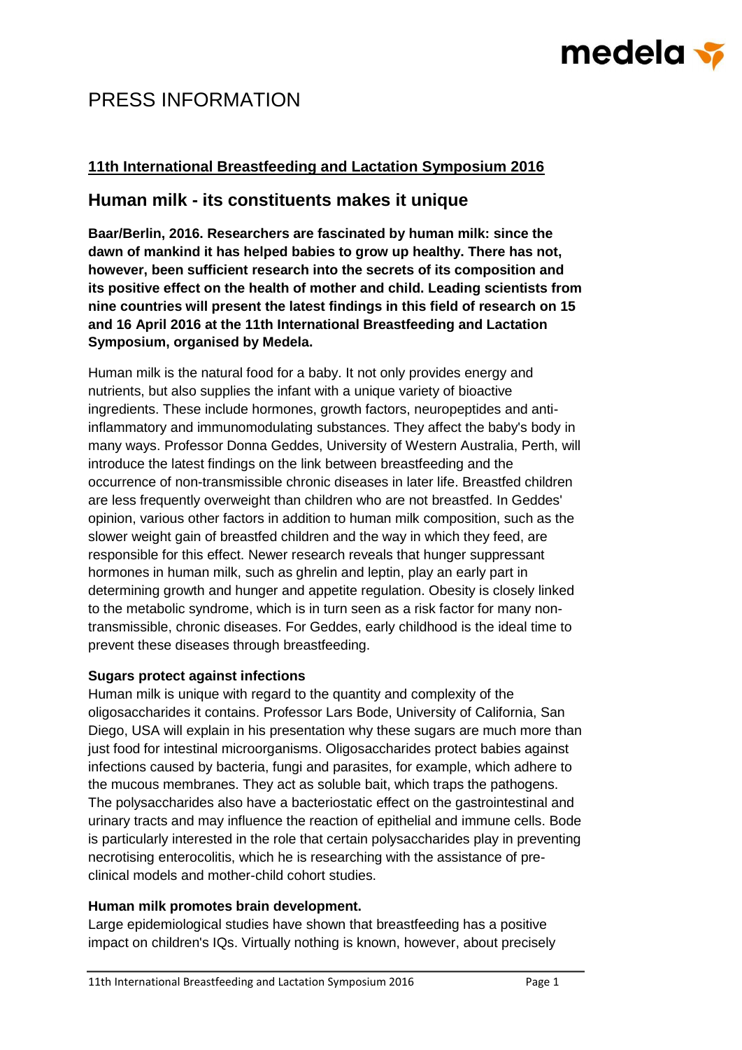# PRESS INFORMATION

**11th International Breastfeeding and Lactation Symposium 2016**

## Human milk - its constituents makes it unique

**Baar/Berlin, 2016. Researchers are fascinated by human milk: since the dawn of mankind it has helped babies to grow up healthy. There has not, however, been sufficient research into the secrets of its composition and its positive effect on the health of mother and child. Leading scientists from nine countries will present the latest findings in this field of research on 15 and 16 April 2016 at the 11th International Breastfeeding and Lactation Symposium, organised by Medela.**

Human milk is the natural food for a baby. It not only provides energy and nutrients, but also supplies the infant with a unique variety of bioactive ingredients. These include hormones, growth factors, neuropeptides and anti-inflammatory and immunomodulating substances. They affect the baby's body in many ways. Professor Donna Geddes, University of Western Australia, Perth, will introduce the latest findings on the link between breastfeeding and the occurrence of non-transmissible chronic diseases in later life. Breastfed children are less frequently overweight than children who are not breastfed. In Geddes' opinion, various other factors in addition to human milk composition, such as the slower weight gain of breastfed children and the way in which they feed, are responsible for this effect. Newer research reveals that hunger suppressant hormones in human milk, such as ghrelin and leptin, play an early part in determining growth and hunger and appetite regulation. Obesity is closely linked to the metabolic syndrome, which is in turn seen as a risk factor for many non-transmissible, chronic diseases. For Geddes, early childhood is the ideal time to prevent these diseases through breastfeeding.

**Sugars protect against infections**

Human milk is unique with regard to the quantity and complexity of the oligosaccharides it contains. Professor Lars Bode, University of California, San Diego, USA will explain in his presentation why these sugars are much more than just food for intestinal microorganisms. Oligosaccharides protect babies against infections caused by bacteria, fungi and parasites, for example, which adhere to the mucous membranes. They act as soluble bait, which traps the pathogens. The polysaccharides also have a bacteriostatic effect on the gastrointestinal and urinary tracts and may influence the reaction of epithelial and immune cells. Bode is particularly interested in the role that certain polysaccharides play in preventing necrotising enterocolitis, which he is researching with the assistance of pre-clinical models and mother-child cohort studies.

**Human milk promotes brain development.**

Large epidemiological studies have shown that breastfeeding has a positive impact on children's IQs. Virtually nothing is known, however, about precisely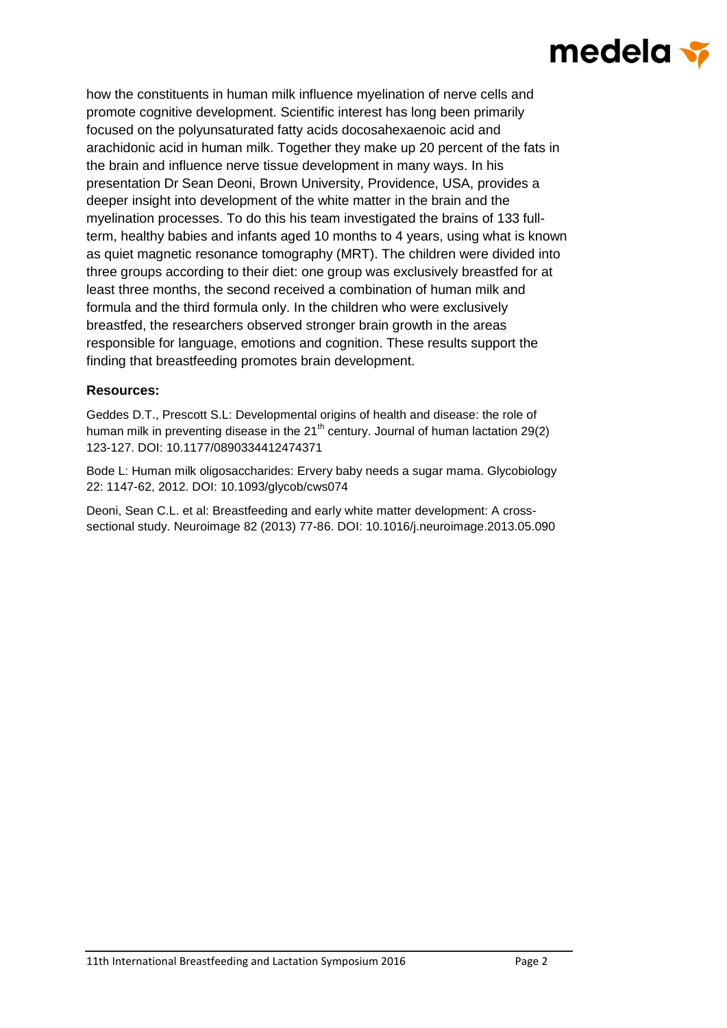how the constituents in human milk influence myelination of nerve cells and promote cognitive development. Scientific interest has long been primarily focused on the polyunsaturated fatty acids docosahexaenoic acid and arachidonic acid in human milk. Together they make up 20 percent of the fats in the brain and influence nerve tissue development in many ways. In his presentation Dr Sean Deoni, Brown University, Providence, USA, provides a deeper insight into development of the white matter in the brain and the myelination processes. To do this his team investigated the brains of 133 full-term, healthy babies and infants aged 10 months to 4 years, using what is known as quiet magnetic resonance tomography (MRT). The children were divided into three groups according to their diet: one group was exclusively breastfed for at least three months, the second received a combination of human milk and formula and the third formula only. In the children who were exclusively breastfed, the researchers observed stronger brain growth in the areas responsible for language, emotions and cognition. These results support the finding that breastfeeding promotes brain development.

**Resources:**

Geddes D.T., Prescott S.L: Developmental origins of health and disease: the role of human milk in preventing disease in the 21st century. Journal of human lactation 29(2) 123-127. DOI: 10.1177/0890334412474371

Bode L: Human milk oligosaccharides: Ervery baby needs a sugar mama. Glycobiology 22: 1147-62, 2012. DOI: 10.1093/glycob/cws074

Deoni, Sean C.L. et al: Breastfeeding and early white matter development: A cross-sectional study. Neuroimage 82 (2013) 77-86. DOI: 10.1016/j.neuroimage.2013.05.090